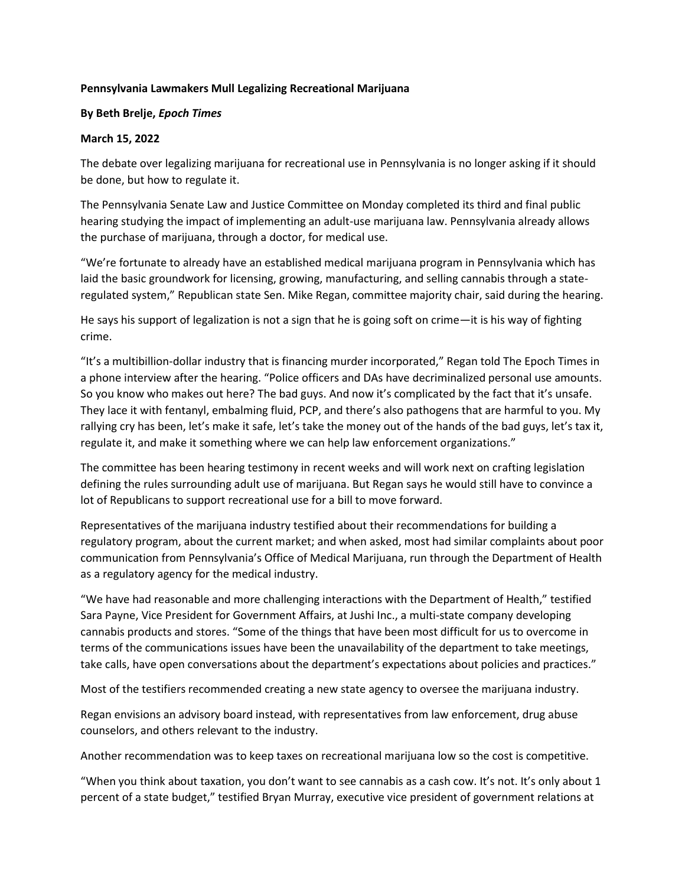**Pennsylvania Lawmakers Mull Legalizing Recreational Marijuana**

**By Beth Brelje, *Epoch Times***

**March 15, 2022**

The debate over legalizing marijuana for recreational use in Pennsylvania is no longer asking if it should be done, but how to regulate it.

The Pennsylvania Senate Law and Justice Committee on Monday completed its third and final public hearing studying the impact of implementing an adult-use marijuana law. Pennsylvania already allows the purchase of marijuana, through a doctor, for medical use.

"We're fortunate to already have an established medical marijuana program in Pennsylvania which has laid the basic groundwork for licensing, growing, manufacturing, and selling cannabis through a state-regulated system," Republican state Sen. Mike Regan, committee majority chair, said during the hearing.

He says his support of legalization is not a sign that he is going soft on crime—it is his way of fighting crime.

"It's a multibillion-dollar industry that is financing murder incorporated," Regan told The Epoch Times in a phone interview after the hearing. "Police officers and DAs have decriminalized personal use amounts. So you know who makes out here? The bad guys. And now it's complicated by the fact that it's unsafe. They lace it with fentanyl, embalming fluid, PCP, and there's also pathogens that are harmful to you. My rallying cry has been, let's make it safe, let's take the money out of the hands of the bad guys, let's tax it, regulate it, and make it something where we can help law enforcement organizations."

The committee has been hearing testimony in recent weeks and will work next on crafting legislation defining the rules surrounding adult use of marijuana. But Regan says he would still have to convince a lot of Republicans to support recreational use for a bill to move forward.

Representatives of the marijuana industry testified about their recommendations for building a regulatory program, about the current market; and when asked, most had similar complaints about poor communication from Pennsylvania's Office of Medical Marijuana, run through the Department of Health as a regulatory agency for the medical industry.

"We have had reasonable and more challenging interactions with the Department of Health," testified Sara Payne, Vice President for Government Affairs, at Jushi Inc., a multi-state company developing cannabis products and stores. "Some of the things that have been most difficult for us to overcome in terms of the communications issues have been the unavailability of the department to take meetings, take calls, have open conversations about the department's expectations about policies and practices."

Most of the testifiers recommended creating a new state agency to oversee the marijuana industry.

Regan envisions an advisory board instead, with representatives from law enforcement, drug abuse counselors, and others relevant to the industry.

Another recommendation was to keep taxes on recreational marijuana low so the cost is competitive.

"When you think about taxation, you don't want to see cannabis as a cash cow. It's not. It's only about 1 percent of a state budget," testified Bryan Murray, executive vice president of government relations at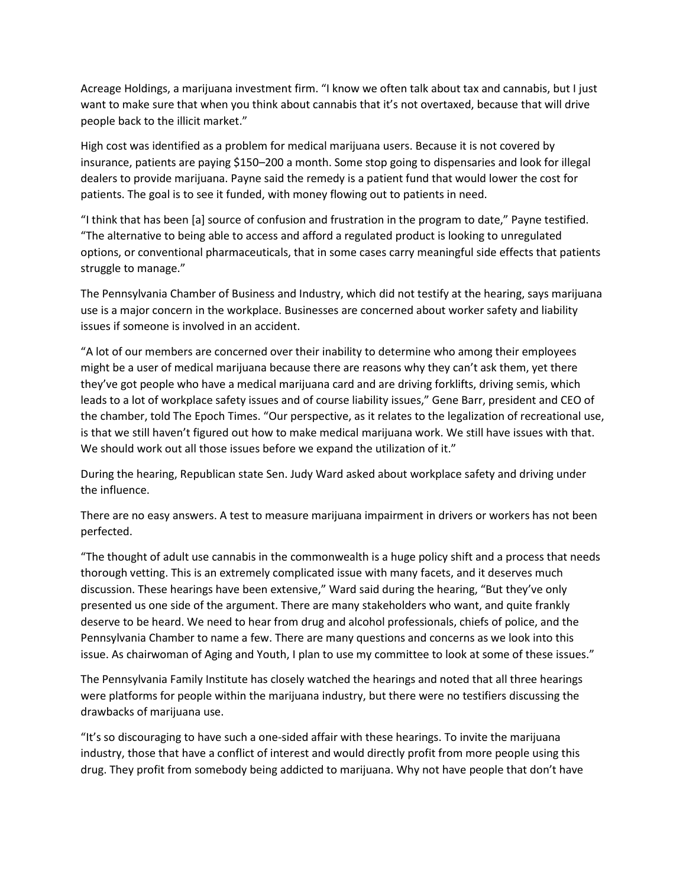Acreage Holdings, a marijuana investment firm. "I know we often talk about tax and cannabis, but I just want to make sure that when you think about cannabis that it's not overtaxed, because that will drive people back to the illicit market."

High cost was identified as a problem for medical marijuana users. Because it is not covered by insurance, patients are paying $150–200 a month. Some stop going to dispensaries and look for illegal dealers to provide marijuana. Payne said the remedy is a patient fund that would lower the cost for patients. The goal is to see it funded, with money flowing out to patients in need.

"I think that has been [a] source of confusion and frustration in the program to date," Payne testified. "The alternative to being able to access and afford a regulated product is looking to unregulated options, or conventional pharmaceuticals, that in some cases carry meaningful side effects that patients struggle to manage."

The Pennsylvania Chamber of Business and Industry, which did not testify at the hearing, says marijuana use is a major concern in the workplace. Businesses are concerned about worker safety and liability issues if someone is involved in an accident.

"A lot of our members are concerned over their inability to determine who among their employees might be a user of medical marijuana because there are reasons why they can't ask them, yet there they've got people who have a medical marijuana card and are driving forklifts, driving semis, which leads to a lot of workplace safety issues and of course liability issues," Gene Barr, president and CEO of the chamber, told The Epoch Times. "Our perspective, as it relates to the legalization of recreational use, is that we still haven't figured out how to make medical marijuana work. We still have issues with that. We should work out all those issues before we expand the utilization of it."

During the hearing, Republican state Sen. Judy Ward asked about workplace safety and driving under the influence.

There are no easy answers. A test to measure marijuana impairment in drivers or workers has not been perfected.

"The thought of adult use cannabis in the commonwealth is a huge policy shift and a process that needs thorough vetting. This is an extremely complicated issue with many facets, and it deserves much discussion. These hearings have been extensive," Ward said during the hearing, "But they've only presented us one side of the argument. There are many stakeholders who want, and quite frankly deserve to be heard. We need to hear from drug and alcohol professionals, chiefs of police, and the Pennsylvania Chamber to name a few. There are many questions and concerns as we look into this issue. As chairwoman of Aging and Youth, I plan to use my committee to look at some of these issues."

The Pennsylvania Family Institute has closely watched the hearings and noted that all three hearings were platforms for people within the marijuana industry, but there were no testifiers discussing the drawbacks of marijuana use.

"It's so discouraging to have such a one-sided affair with these hearings. To invite the marijuana industry, those that have a conflict of interest and would directly profit from more people using this drug. They profit from somebody being addicted to marijuana. Why not have people that don't have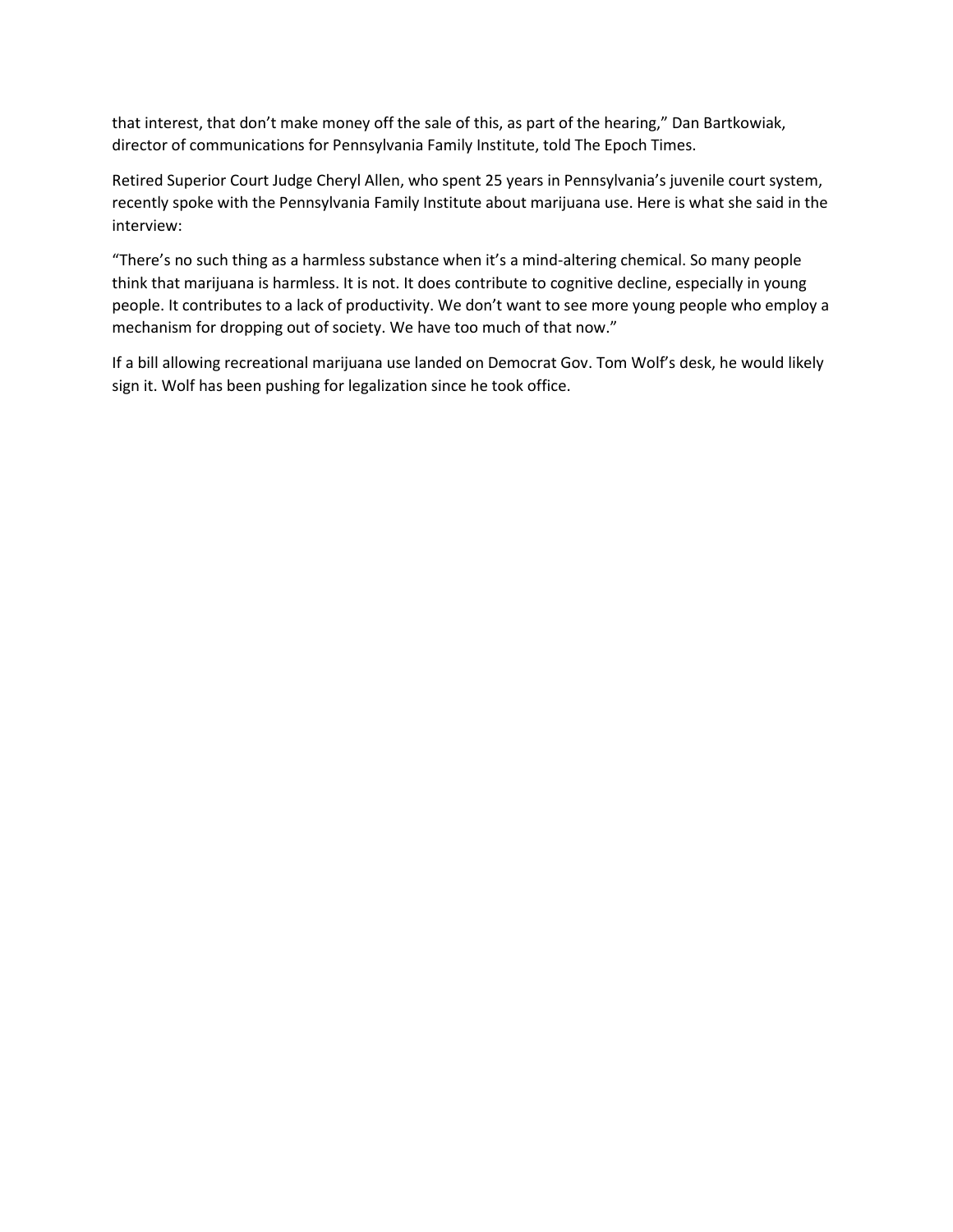that interest, that don't make money off the sale of this, as part of the hearing," Dan Bartkowiak, director of communications for Pennsylvania Family Institute, told The Epoch Times.

Retired Superior Court Judge Cheryl Allen, who spent 25 years in Pennsylvania's juvenile court system, recently spoke with the Pennsylvania Family Institute about marijuana use. Here is what she said in the interview:

"There's no such thing as a harmless substance when it's a mind-altering chemical. So many people think that marijuana is harmless. It is not. It does contribute to cognitive decline, especially in young people. It contributes to a lack of productivity. We don't want to see more young people who employ a mechanism for dropping out of society. We have too much of that now."

If a bill allowing recreational marijuana use landed on Democrat Gov. Tom Wolf's desk, he would likely sign it. Wolf has been pushing for legalization since he took office.